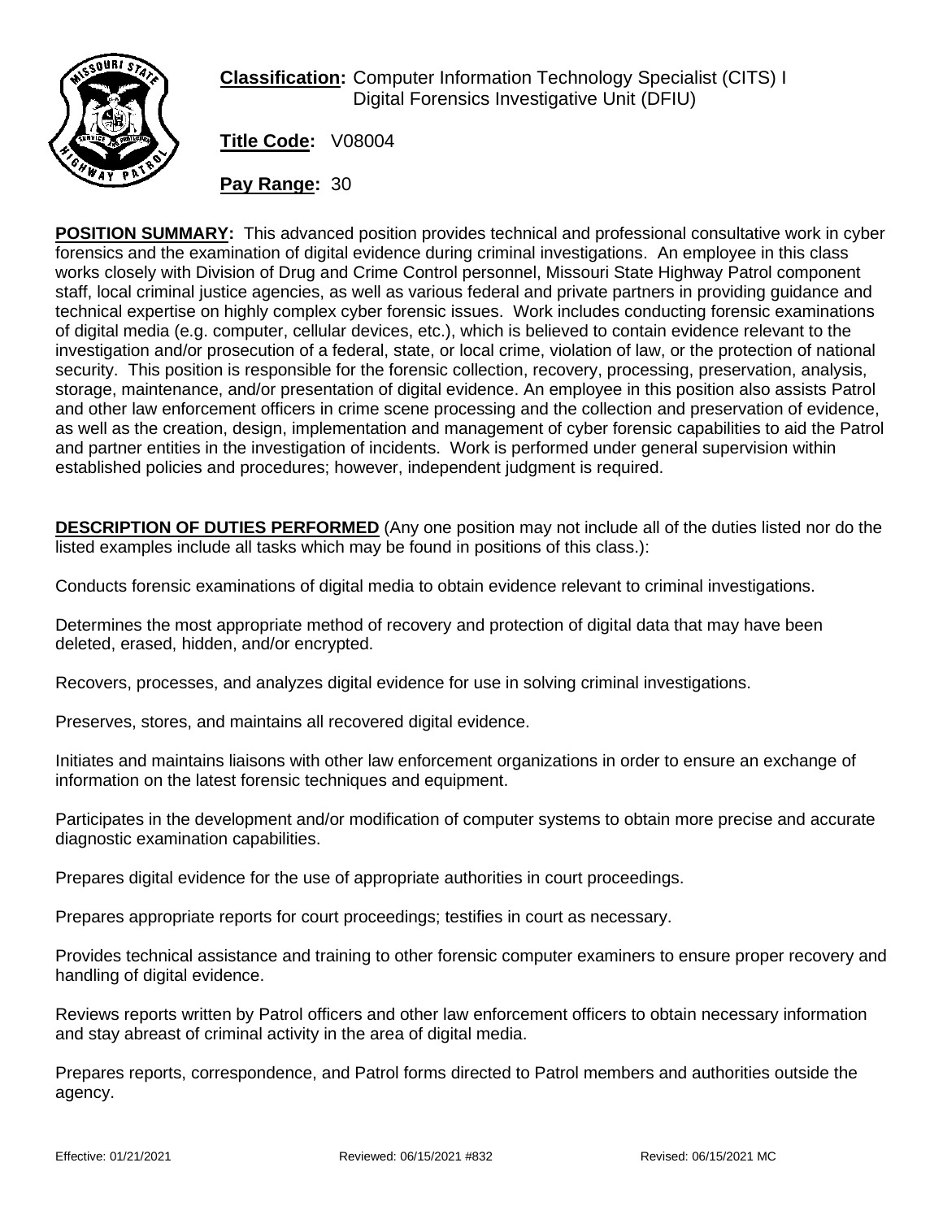**Classification:** Computer Information Technology Specialist (CITS) I
Digital Forensics Investigative Unit (DFIU)

**Title Code:** V08004

**Pay Range:** 30

**POSITION SUMMARY:** This advanced position provides technical and professional consultative work in cyber forensics and the examination of digital evidence during criminal investigations. An employee in this class works closely with Division of Drug and Crime Control personnel, Missouri State Highway Patrol component staff, local criminal justice agencies, as well as various federal and private partners in providing guidance and technical expertise on highly complex cyber forensic issues. Work includes conducting forensic examinations of digital media (e.g. computer, cellular devices, etc.), which is believed to contain evidence relevant to the investigation and/or prosecution of a federal, state, or local crime, violation of law, or the protection of national security. This position is responsible for the forensic collection, recovery, processing, preservation, analysis, storage, maintenance, and/or presentation of digital evidence. An employee in this position also assists Patrol and other law enforcement officers in crime scene processing and the collection and preservation of evidence, as well as the creation, design, implementation and management of cyber forensic capabilities to aid the Patrol and partner entities in the investigation of incidents. Work is performed under general supervision within established policies and procedures; however, independent judgment is required.

**DESCRIPTION OF DUTIES PERFORMED** (Any one position may not include all of the duties listed nor do the listed examples include all tasks which may be found in positions of this class.):

Conducts forensic examinations of digital media to obtain evidence relevant to criminal investigations.

Determines the most appropriate method of recovery and protection of digital data that may have been deleted, erased, hidden, and/or encrypted.

Recovers, processes, and analyzes digital evidence for use in solving criminal investigations.

Preserves, stores, and maintains all recovered digital evidence.

Initiates and maintains liaisons with other law enforcement organizations in order to ensure an exchange of information on the latest forensic techniques and equipment.

Participates in the development and/or modification of computer systems to obtain more precise and accurate diagnostic examination capabilities.

Prepares digital evidence for the use of appropriate authorities in court proceedings.

Prepares appropriate reports for court proceedings; testifies in court as necessary.

Provides technical assistance and training to other forensic computer examiners to ensure proper recovery and handling of digital evidence.

Reviews reports written by Patrol officers and other law enforcement officers to obtain necessary information and stay abreast of criminal activity in the area of digital media.

Prepares reports, correspondence, and Patrol forms directed to Patrol members and authorities outside the agency.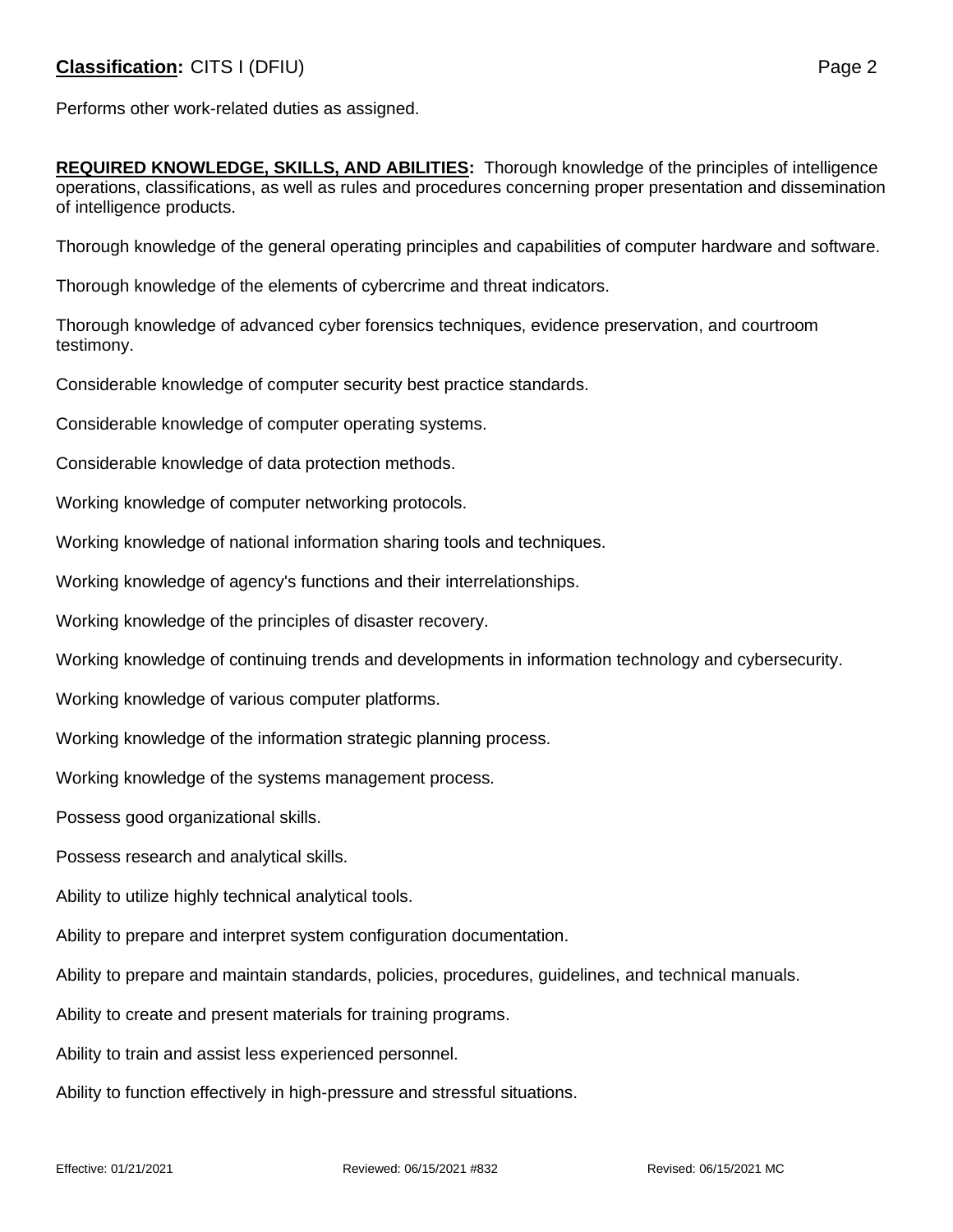Performs other work-related duties as assigned.

**REQUIRED KNOWLEDGE, SKILLS, AND ABILITIES:** Thorough knowledge of the principles of intelligence operations, classifications, as well as rules and procedures concerning proper presentation and dissemination of intelligence products.

Thorough knowledge of the general operating principles and capabilities of computer hardware and software.

Thorough knowledge of the elements of cybercrime and threat indicators.

Thorough knowledge of advanced cyber forensics techniques, evidence preservation, and courtroom testimony.

Considerable knowledge of computer security best practice standards.

Considerable knowledge of computer operating systems.

Considerable knowledge of data protection methods.

Working knowledge of computer networking protocols.

Working knowledge of national information sharing tools and techniques.

Working knowledge of agency's functions and their interrelationships.

Working knowledge of the principles of disaster recovery.

Working knowledge of continuing trends and developments in information technology and cybersecurity.

Working knowledge of various computer platforms.

Working knowledge of the information strategic planning process.

Working knowledge of the systems management process.

Possess good organizational skills.

Possess research and analytical skills.

Ability to utilize highly technical analytical tools.

Ability to prepare and interpret system configuration documentation.

Ability to prepare and maintain standards, policies, procedures, guidelines, and technical manuals.

Ability to create and present materials for training programs.

Ability to train and assist less experienced personnel.

Ability to function effectively in high-pressure and stressful situations.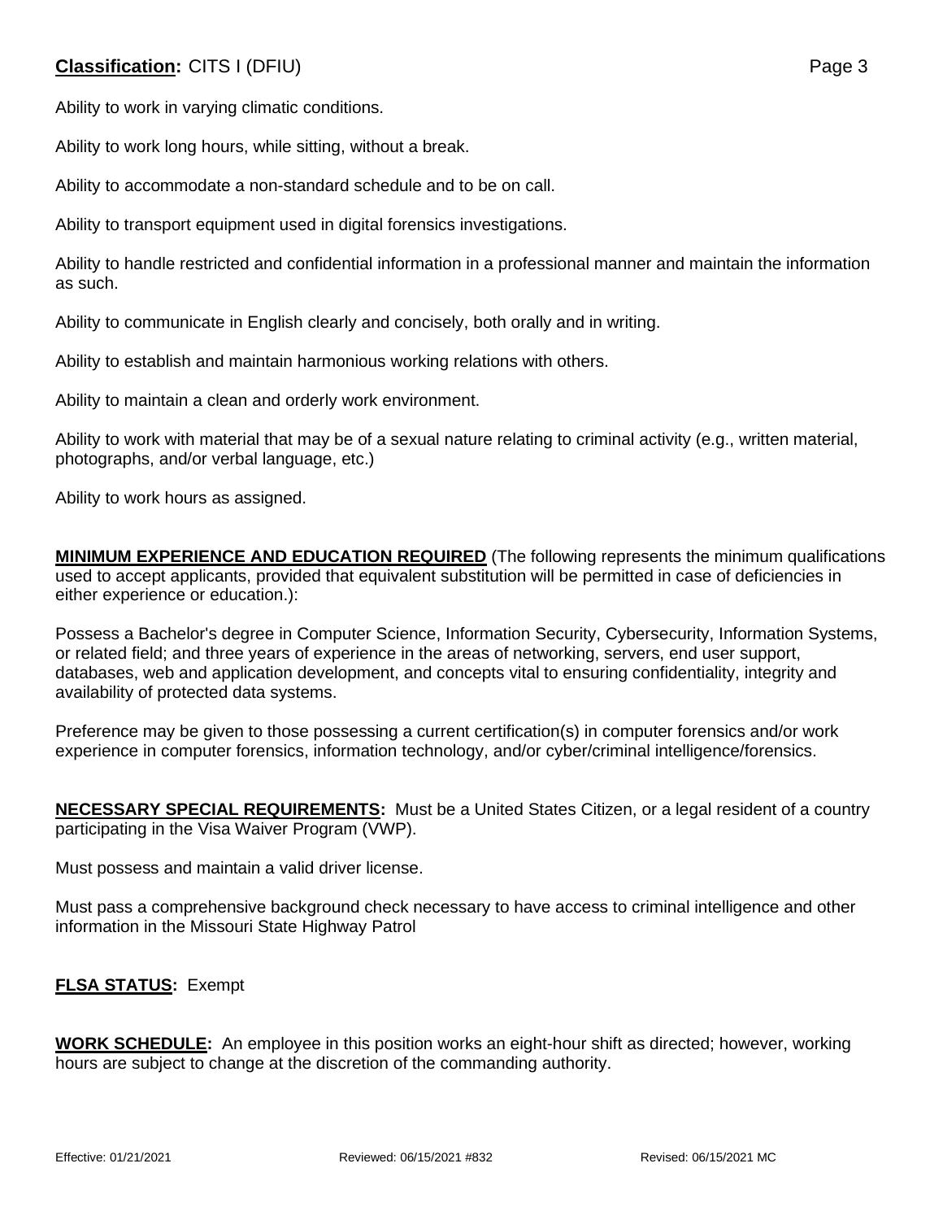Ability to work in varying climatic conditions.

Ability to work long hours, while sitting, without a break.

Ability to accommodate a non-standard schedule and to be on call.

Ability to transport equipment used in digital forensics investigations.

Ability to handle restricted and confidential information in a professional manner and maintain the information as such.

Ability to communicate in English clearly and concisely, both orally and in writing.

Ability to establish and maintain harmonious working relations with others.

Ability to maintain a clean and orderly work environment.

Ability to work with material that may be of a sexual nature relating to criminal activity (e.g., written material, photographs, and/or verbal language, etc.)

Ability to work hours as assigned.

**MINIMUM EXPERIENCE AND EDUCATION REQUIRED** (The following represents the minimum qualifications used to accept applicants, provided that equivalent substitution will be permitted in case of deficiencies in either experience or education.):

Possess a Bachelor's degree in Computer Science, Information Security, Cybersecurity, Information Systems, or related field; and three years of experience in the areas of networking, servers, end user support, databases, web and application development, and concepts vital to ensuring confidentiality, integrity and availability of protected data systems.

Preference may be given to those possessing a current certification(s) in computer forensics and/or work experience in computer forensics, information technology, and/or cyber/criminal intelligence/forensics.

**NECESSARY SPECIAL REQUIREMENTS:** Must be a United States Citizen, or a legal resident of a country participating in the Visa Waiver Program (VWP).

Must possess and maintain a valid driver license.

Must pass a comprehensive background check necessary to have access to criminal intelligence and other information in the Missouri State Highway Patrol

**FLSA STATUS:** Exempt

**WORK SCHEDULE:** An employee in this position works an eight-hour shift as directed; however, working hours are subject to change at the discretion of the commanding authority.

Effective: 01/21/2021 Reviewed: 06/15/2021 #832 Revised: 06/15/2021 MC